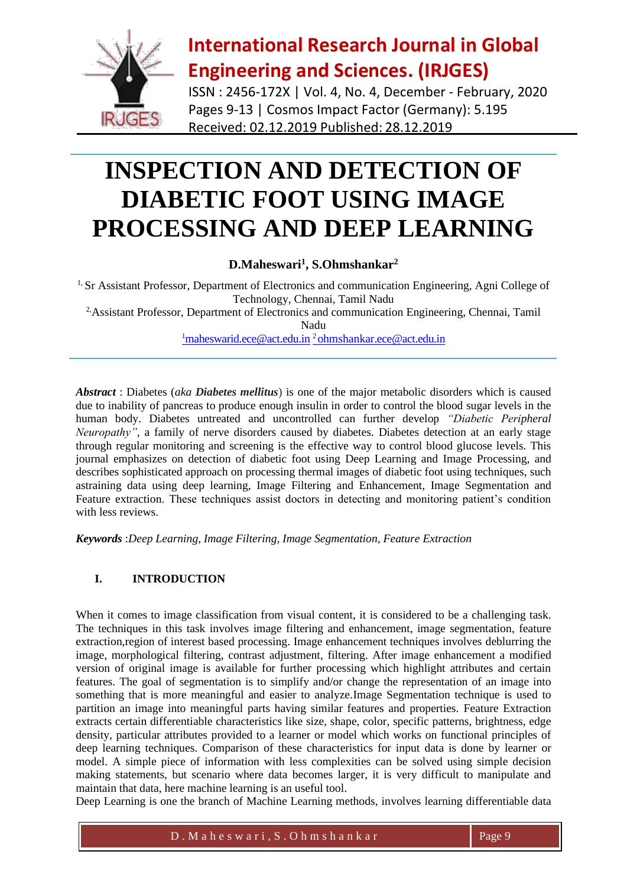# INSPECTION AND DETECTION OF DIABETIC FOOT USING IMAGE PROCESSING AND DEEP LEARNING

**D.Maheswari[1], S.Ohmshankar[2]**

[1,] Sr Assistant Professor, Department of Electronics and communication Engineering, Agni College of Technology, Chennai, Tamil Nadu

[2,]Assistant Professor, Department of Electronics and communication Engineering, Chennai, Tamil Nadu

[1]maheswarid.ece@act.edu.in [2]ohmshankar.ece@act.edu.in

***Abstract*** : Diabetes (*aka **Diabetes mellitus***) is one of the major metabolic disorders which is caused due to inability of pancreas to produce enough insulin in order to control the blood sugar levels in the human body. Diabetes untreated and uncontrolled can further develop *"Diabetic Peripheral Neuropathy"*, a family of nerve disorders caused by diabetes. Diabetes detection at an early stage through regular monitoring and screening is the effective way to control blood glucose levels. This journal emphasizes on detection of diabetic foot using Deep Learning and Image Processing, and describes sophisticated approach on processing thermal images of diabetic foot using techniques, such astraining data using deep learning, Image Filtering and Enhancement, Image Segmentation and Feature extraction. These techniques assist doctors in detecting and monitoring patient's condition with less reviews.

***Keywords*** :*Deep Learning, Image Filtering, Image Segmentation, Feature Extraction*

## I. INTRODUCTION

When it comes to image classification from visual content, it is considered to be a challenging task. The techniques in this task involves image filtering and enhancement, image segmentation, feature extraction,region of interest based processing. Image enhancement techniques involves deblurring the image, morphological filtering, contrast adjustment, filtering. After image enhancement a modified version of original image is available for further processing which highlight attributes and certain features. The goal of segmentation is to simplify and/or change the representation of an image into something that is more meaningful and easier to analyze.Image Segmentation technique is used to partition an image into meaningful parts having similar features and properties. Feature Extraction extracts certain differentiable characteristics like size, shape, color, specific patterns, brightness, edge density, particular attributes provided to a learner or model which works on functional principles of deep learning techniques. Comparison of these characteristics for input data is done by learner or model. A simple piece of information with less complexities can be solved using simple decision making statements, but scenario where data becomes larger, it is very difficult to manipulate and maintain that data, here machine learning is an useful tool.

Deep Learning is one the branch of Machine Learning methods, involves learning differentiable data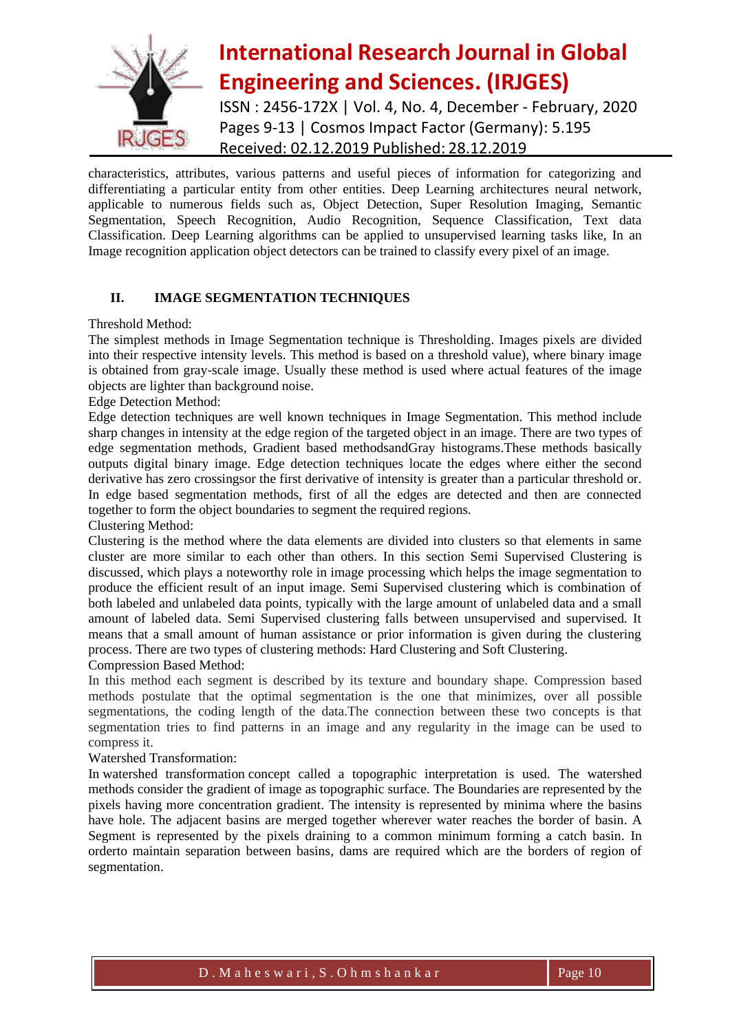characteristics, attributes, various patterns and useful pieces of information for categorizing and differentiating a particular entity from other entities. Deep Learning architectures neural network, applicable to numerous fields such as, Object Detection, Super Resolution Imaging, Semantic Segmentation, Speech Recognition, Audio Recognition, Sequence Classification, Text data Classification. Deep Learning algorithms can be applied to unsupervised learning tasks like, In an Image recognition application object detectors can be trained to classify every pixel of an image.

## II. IMAGE SEGMENTATION TECHNIQUES

Threshold Method:

The simplest methods in Image Segmentation technique is Thresholding. Images pixels are divided into their respective intensity levels. This method is based on a threshold value), where binary image is obtained from gray-scale image. Usually these method is used where actual features of the image objects are lighter than background noise.

Edge Detection Method:

Edge detection techniques are well known techniques in Image Segmentation. This method include sharp changes in intensity at the edge region of the targeted object in an image. There are two types of edge segmentation methods, Gradient based methodsandGray histograms.These methods basically outputs digital binary image. Edge detection techniques locate the edges where either the second derivative has zero crossingsor the first derivative of intensity is greater than a particular threshold or. In edge based segmentation methods, first of all the edges are detected and then are connected together to form the object boundaries to segment the required regions.

Clustering Method:

Clustering is the method where the data elements are divided into clusters so that elements in same cluster are more similar to each other than others. In this section Semi Supervised Clustering is discussed, which plays a noteworthy role in image processing which helps the image segmentation to produce the efficient result of an input image. Semi Supervised clustering which is combination of both labeled and unlabeled data points, typically with the large amount of unlabeled data and a small amount of labeled data. Semi Supervised clustering falls between unsupervised and supervised. It means that a small amount of human assistance or prior information is given during the clustering process. There are two types of clustering methods: Hard Clustering and Soft Clustering.

Compression Based Method:

In this method each segment is described by its texture and boundary shape. Compression based methods postulate that the optimal segmentation is the one that minimizes, over all possible segmentations, the coding length of the data.The connection between these two concepts is that segmentation tries to find patterns in an image and any regularity in the image can be used to compress it.

Watershed Transformation:

In watershed transformation concept called a topographic interpretation is used. The watershed methods consider the gradient of image as topographic surface. The Boundaries are represented by the pixels having more concentration gradient. The intensity is represented by minima where the basins have hole. The adjacent basins are merged together wherever water reaches the border of basin. A Segment is represented by the pixels draining to a common minimum forming a catch basin. In orderto maintain separation between basins, dams are required which are the borders of region of segmentation.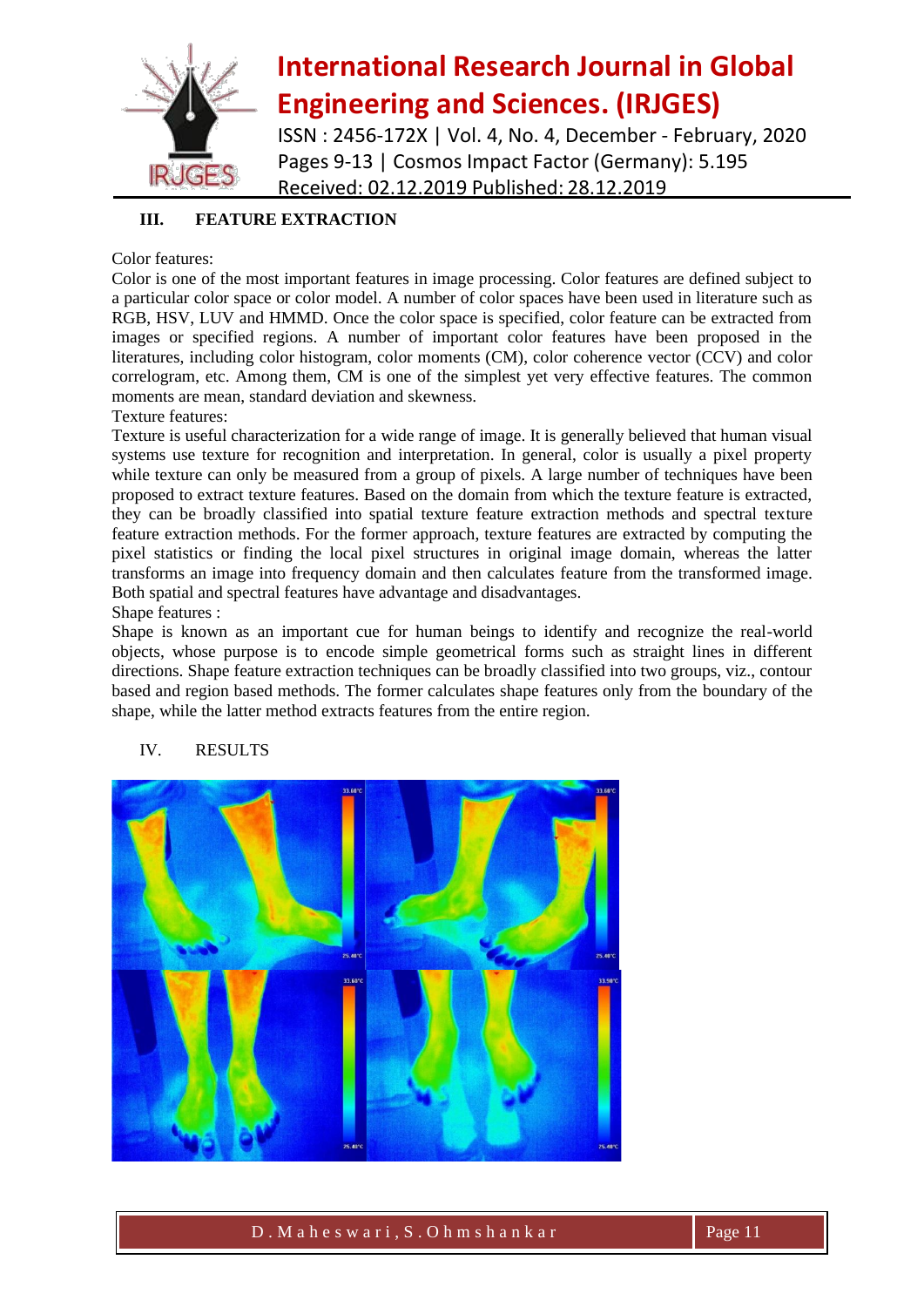## III. FEATURE EXTRACTION

Color features:

Color is one of the most important features in image processing. Color features are defined subject to a particular color space or color model. A number of color spaces have been used in literature such as RGB, HSV, LUV and HMMD. Once the color space is specified, color feature can be extracted from images or specified regions. A number of important color features have been proposed in the literatures, including color histogram, color moments (CM), color coherence vector (CCV) and color correlogram, etc. Among them, CM is one of the simplest yet very effective features. The common moments are mean, standard deviation and skewness.

Texture features:

Texture is useful characterization for a wide range of image. It is generally believed that human visual systems use texture for recognition and interpretation. In general, color is usually a pixel property while texture can only be measured from a group of pixels. A large number of techniques have been proposed to extract texture features. Based on the domain from which the texture feature is extracted, they can be broadly classified into spatial texture feature extraction methods and spectral texture feature extraction methods. For the former approach, texture features are extracted by computing the pixel statistics or finding the local pixel structures in original image domain, whereas the latter transforms an image into frequency domain and then calculates feature from the transformed image. Both spatial and spectral features have advantage and disadvantages.

Shape features :

Shape is known as an important cue for human beings to identify and recognize the real-world objects, whose purpose is to encode simple geometrical forms such as straight lines in different directions. Shape feature extraction techniques can be broadly classified into two groups, viz., contour based and region based methods. The former calculates shape features only from the boundary of the shape, while the latter method extracts features from the entire region.

## IV. RESULTS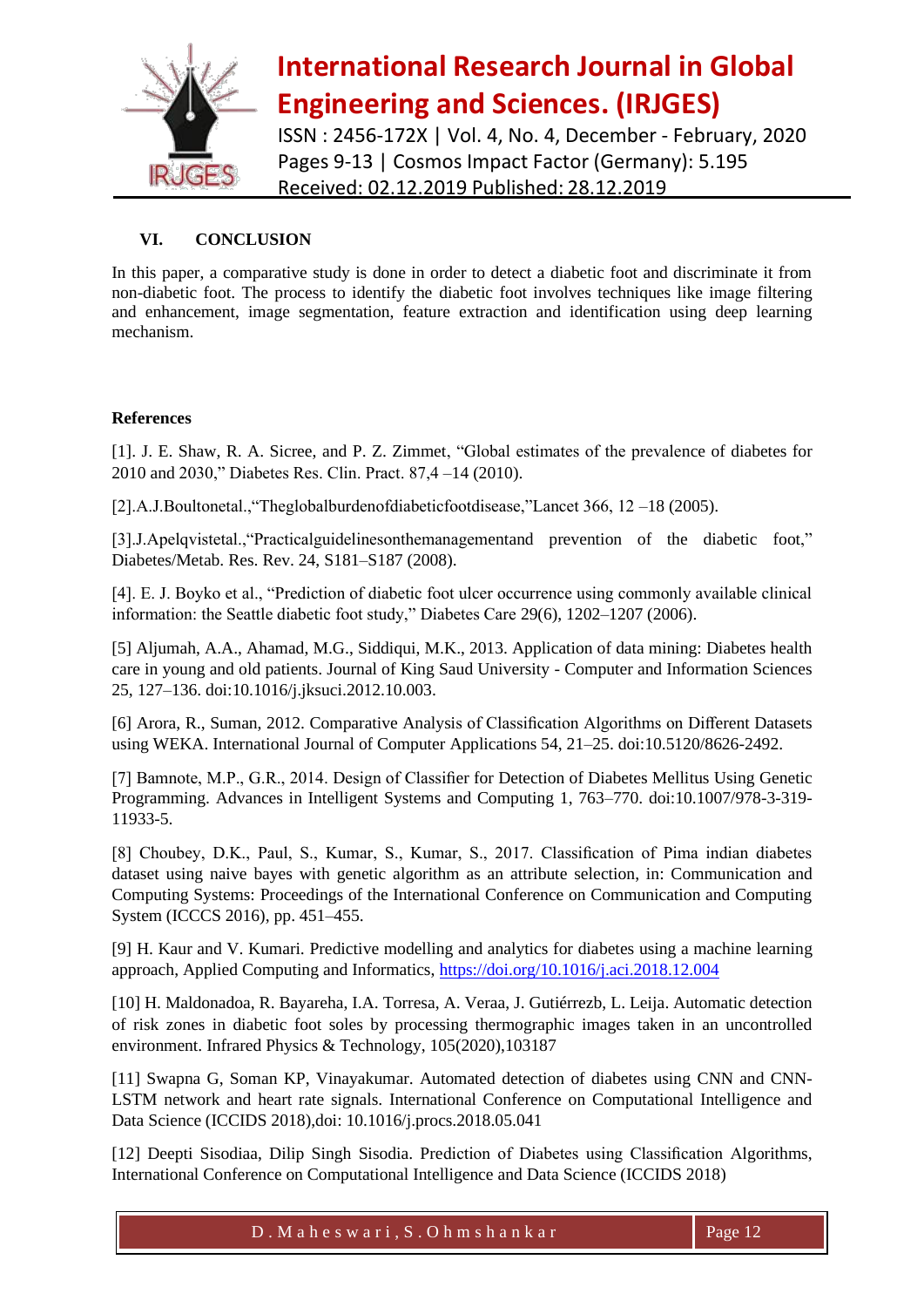## VI. CONCLUSION

In this paper, a comparative study is done in order to detect a diabetic foot and discriminate it from non-diabetic foot. The process to identify the diabetic foot involves techniques like image filtering and enhancement, image segmentation, feature extraction and identification using deep learning mechanism.

### References

[1]. J. E. Shaw, R. A. Sicree, and P. Z. Zimmet, "Global estimates of the prevalence of diabetes for 2010 and 2030," Diabetes Res. Clin. Pract. 87,4 –14 (2010).

[2].A.J.Boultonetal.,"Theglobalburdenofdiabeticfootdisease,"Lancet 366, 12 –18 (2005).

[3].J.Apelqvistetal.,"Practicalguidelinesonthemanagementand prevention of the diabetic foot," Diabetes/Metab. Res. Rev. 24, S181–S187 (2008).

[4]. E. J. Boyko et al., "Prediction of diabetic foot ulcer occurrence using commonly available clinical information: the Seattle diabetic foot study," Diabetes Care 29(6), 1202–1207 (2006).

[5] Aljumah, A.A., Ahamad, M.G., Siddiqui, M.K., 2013. Application of data mining: Diabetes health care in young and old patients. Journal of King Saud University - Computer and Information Sciences 25, 127–136. doi:10.1016/j.jksuci.2012.10.003.

[6] Arora, R., Suman, 2012. Comparative Analysis of Classification Algorithms on Different Datasets using WEKA. International Journal of Computer Applications 54, 21–25. doi:10.5120/8626-2492.

[7] Bamnote, M.P., G.R., 2014. Design of Classifier for Detection of Diabetes Mellitus Using Genetic Programming. Advances in Intelligent Systems and Computing 1, 763–770. doi:10.1007/978-3-319-11933-5.

[8] Choubey, D.K., Paul, S., Kumar, S., Kumar, S., 2017. Classification of Pima indian diabetes dataset using naive bayes with genetic algorithm as an attribute selection, in: Communication and Computing Systems: Proceedings of the International Conference on Communication and Computing System (ICCCS 2016), pp. 451–455.

[9] H. Kaur and V. Kumari. Predictive modelling and analytics for diabetes using a machine learning approach, Applied Computing and Informatics, https://doi.org/10.1016/j.aci.2018.12.004

[10] H. Maldonadoa, R. Bayareha, I.A. Torresa, A. Veraa, J. Gutiérrezb, L. Leija. Automatic detection of risk zones in diabetic foot soles by processing thermographic images taken in an uncontrolled environment. Infrared Physics & Technology, 105(2020),103187

[11] Swapna G, Soman KP, Vinayakumar. Automated detection of diabetes using CNN and CNN-LSTM network and heart rate signals. International Conference on Computational Intelligence and Data Science (ICCIDS 2018),doi: 10.1016/j.procs.2018.05.041

[12] Deepti Sisodiaa, Dilip Singh Sisodia. Prediction of Diabetes using Classification Algorithms, International Conference on Computational Intelligence and Data Science (ICCIDS 2018)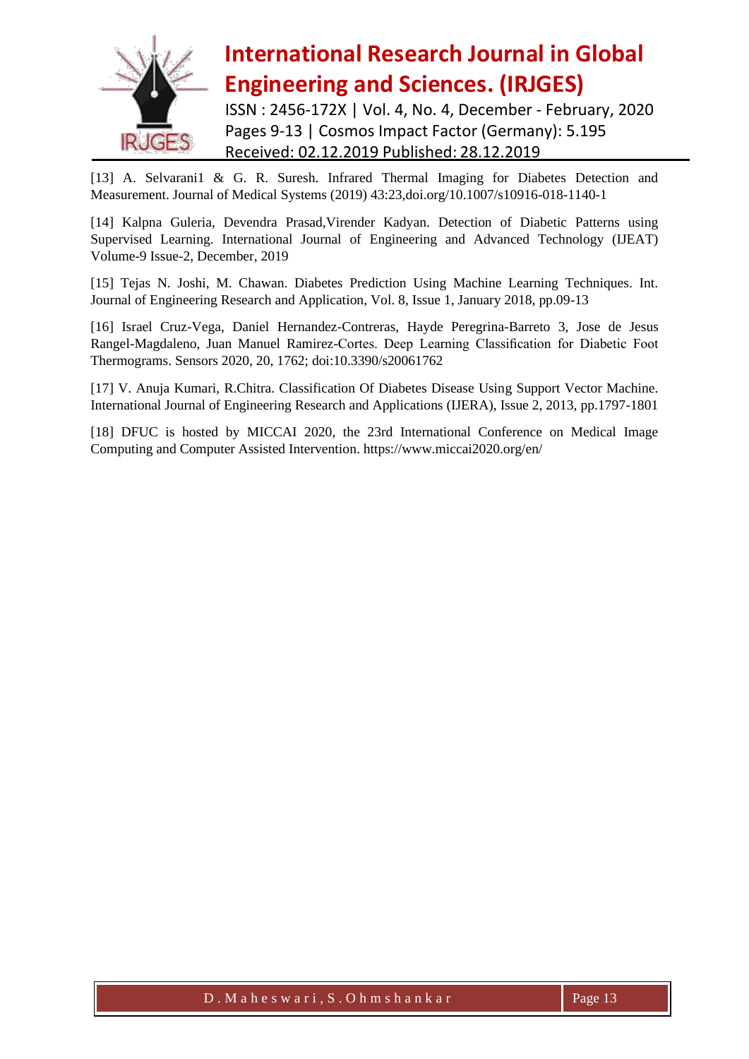[13] A. Selvarani1 & G. R. Suresh. Infrared Thermal Imaging for Diabetes Detection and Measurement. Journal of Medical Systems (2019) 43:23,doi.org/10.1007/s10916-018-1140-1

[14] Kalpna Guleria, Devendra Prasad,Virender Kadyan. Detection of Diabetic Patterns using Supervised Learning. International Journal of Engineering and Advanced Technology (IJEAT) Volume-9 Issue-2, December, 2019

[15] Tejas N. Joshi, M. Chawan. Diabetes Prediction Using Machine Learning Techniques. Int. Journal of Engineering Research and Application, Vol. 8, Issue 1, January 2018, pp.09-13

[16] Israel Cruz-Vega, Daniel Hernandez-Contreras, Hayde Peregrina-Barreto 3, Jose de Jesus Rangel-Magdaleno, Juan Manuel Ramirez-Cortes. Deep Learning Classification for Diabetic Foot Thermograms. Sensors 2020, 20, 1762; doi:10.3390/s20061762

[17] V. Anuja Kumari, R.Chitra. Classification Of Diabetes Disease Using Support Vector Machine. International Journal of Engineering Research and Applications (IJERA), Issue 2, 2013, pp.1797-1801

[18] DFUC is hosted by MICCAI 2020, the 23rd International Conference on Medical Image Computing and Computer Assisted Intervention. https://www.miccai2020.org/en/